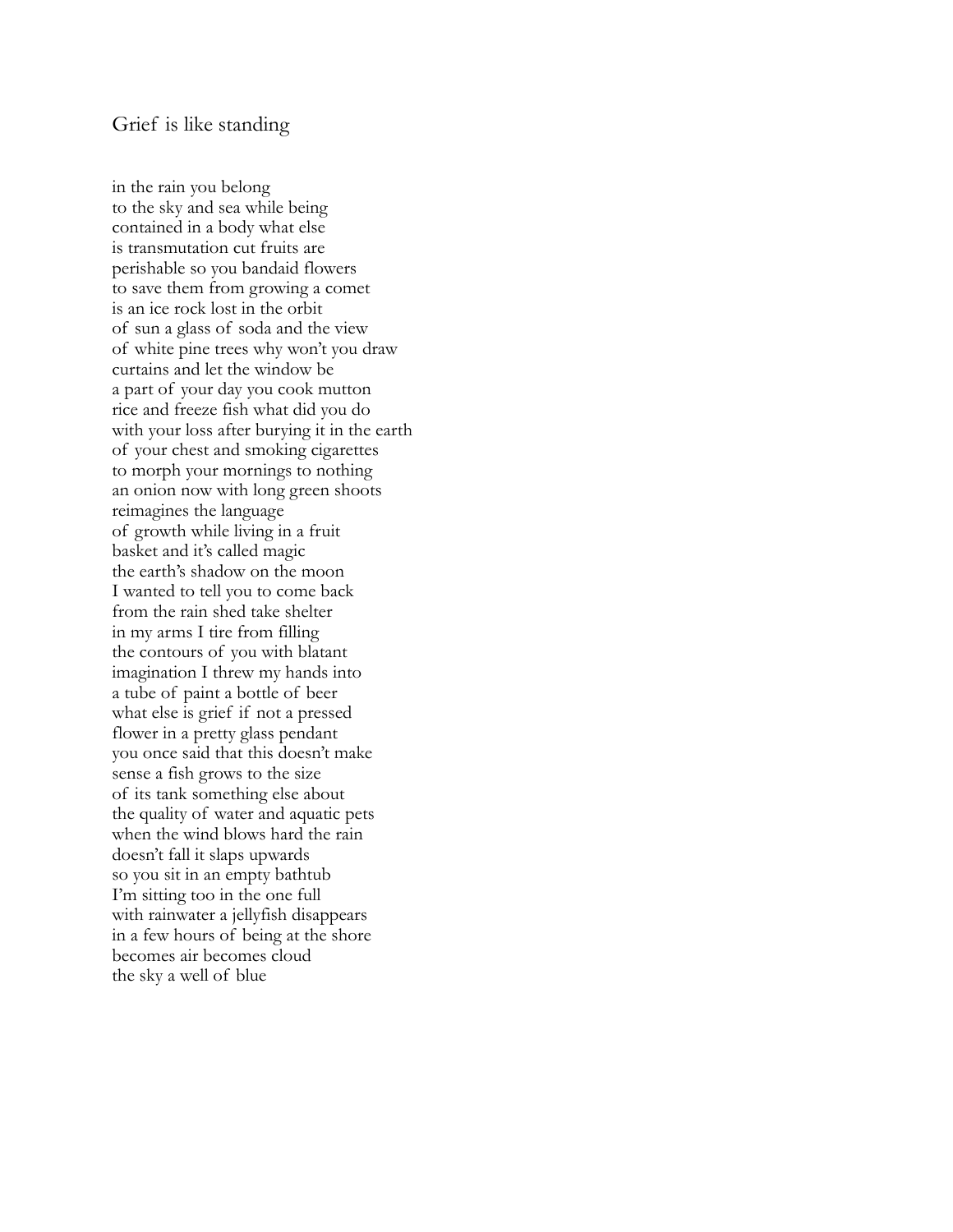# Grief is like standing

in the rain you belong  
to the sky and sea while being  
contained in a body what else  
is transmutation cut fruits are  
perishable so you bandaid flowers  
to save them from growing a comet  
is an ice rock lost in the orbit  
of sun a glass of soda and the view  
of white pine trees why won't you draw  
curtains and let the window be  
a part of your day you cook mutton  
rice and freeze fish what did you do  
with your loss after burying it in the earth  
of your chest and smoking cigarettes  
to morph your mornings to nothing  
an onion now with long green shoots  
reimagines the language  
of growth while living in a fruit  
basket and it's called magic  
the earth's shadow on the moon  
I wanted to tell you to come back  
from the rain shed take shelter  
in my arms I tire from filling  
the contours of you with blatant  
imagination I threw my hands into  
a tube of paint a bottle of beer  
what else is grief if not a pressed  
flower in a pretty glass pendant  
you once said that this doesn't make  
sense a fish grows to the size  
of its tank something else about  
the quality of water and aquatic pets  
when the wind blows hard the rain  
doesn't fall it slaps upwards  
so you sit in an empty bathtub  
I'm sitting too in the one full  
with rainwater a jellyfish disappears  
in a few hours of being at the shore  
becomes air becomes cloud  
the sky a well of blue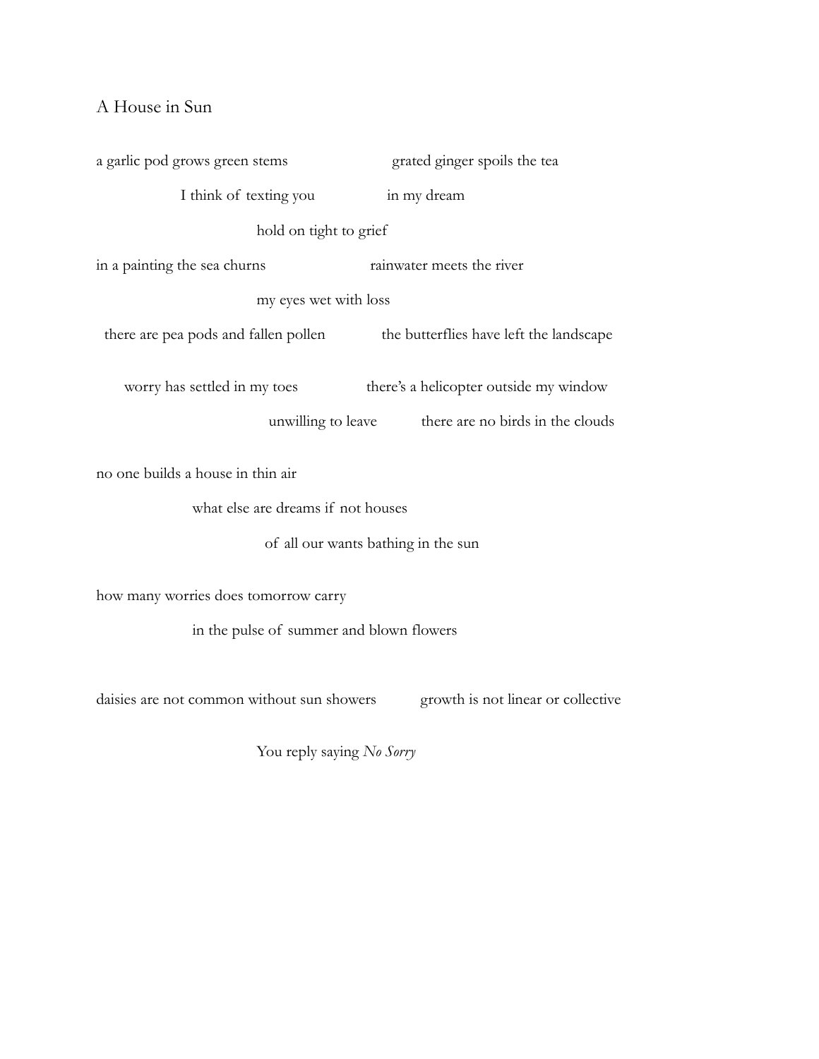## A House in Sun

a garlic pod grows green stems          grated ginger spoils the tea

I think of texting you          in my dream

hold on tight to grief

in a painting the sea churns          rainwater meets the river

my eyes wet with loss

there are pea pods and fallen pollen          the butterflies have left the landscape

worry has settled in my toes          there's a helicopter outside my window

unwilling to leave          there are no birds in the clouds

no one builds a house in thin air

what else are dreams if not houses

of all our wants bathing in the sun

how many worries does tomorrow carry

in the pulse of summer and blown flowers

daisies are not common without sun showers          growth is not linear or collective

You reply saying *No Sorry*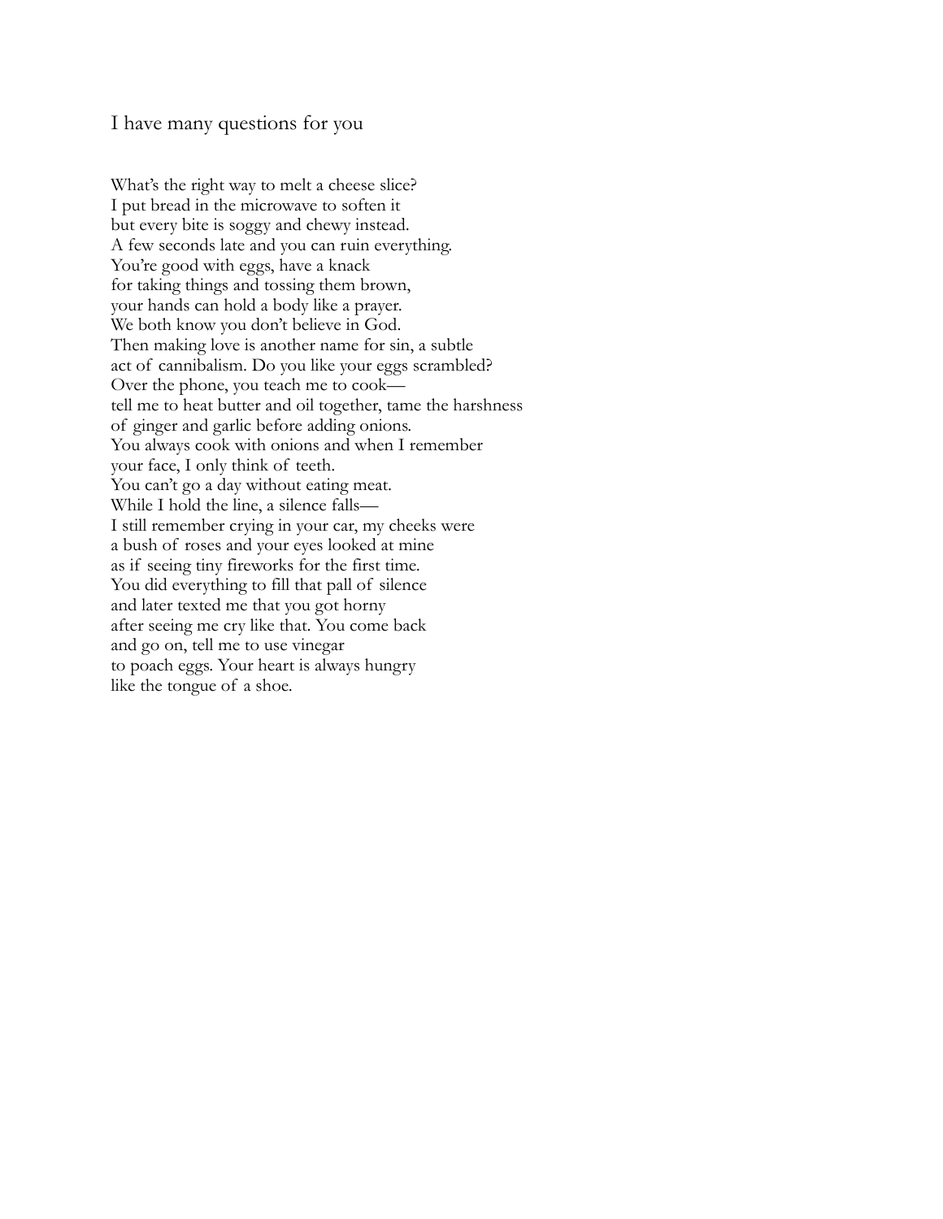## I have many questions for you

What's the right way to melt a cheese slice?  
I put bread in the microwave to soften it  
but every bite is soggy and chewy instead.  
A few seconds late and you can ruin everything.  
You're good with eggs, have a knack  
for taking things and tossing them brown,  
your hands can hold a body like a prayer.  
We both know you don't believe in God.  
Then making love is another name for sin, a subtle  
act of cannibalism. Do you like your eggs scrambled?  
Over the phone, you teach me to cook—  
tell me to heat butter and oil together, tame the harshness  
of ginger and garlic before adding onions.  
You always cook with onions and when I remember  
your face, I only think of teeth.  
You can't go a day without eating meat.  
While I hold the line, a silence falls—  
I still remember crying in your car, my cheeks were  
a bush of roses and your eyes looked at mine  
as if seeing tiny fireworks for the first time.  
You did everything to fill that pall of silence  
and later texted me that you got horny  
after seeing me cry like that. You come back  
and go on, tell me to use vinegar  
to poach eggs. Your heart is always hungry  
like the tongue of a shoe.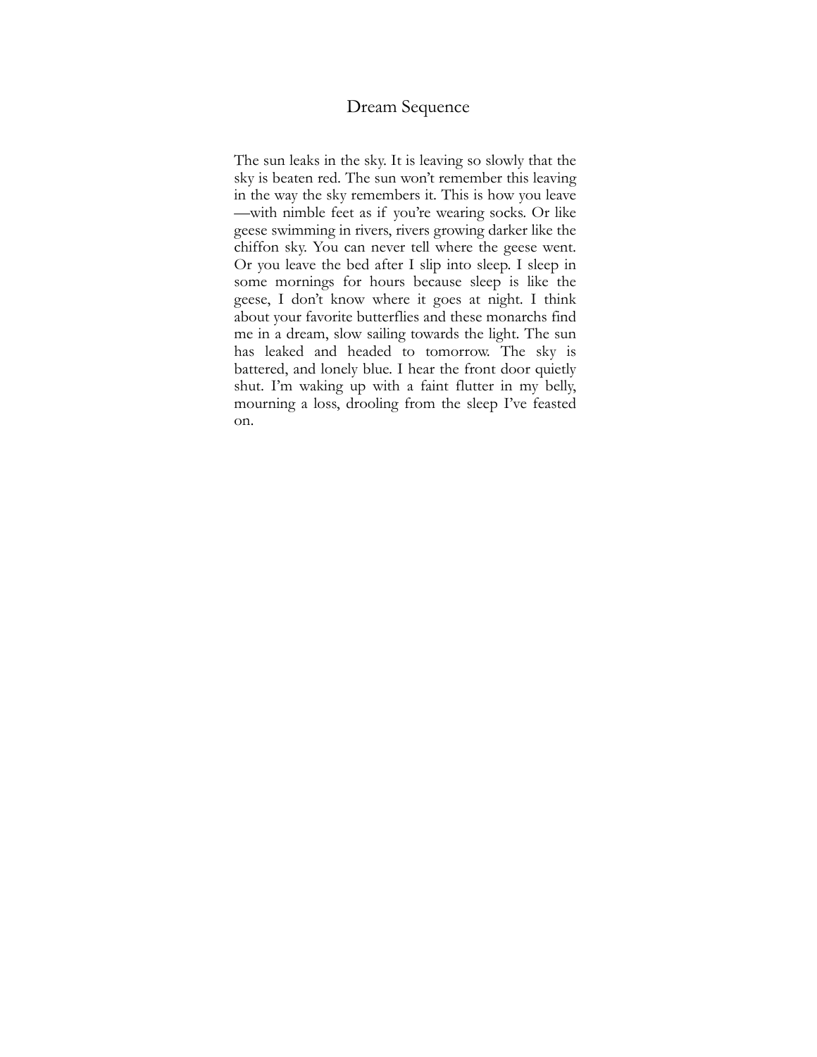# Dream Sequence

The sun leaks in the sky. It is leaving so slowly that the sky is beaten red. The sun won't remember this leaving in the way the sky remembers it. This is how you leave —with nimble feet as if you're wearing socks. Or like geese swimming in rivers, rivers growing darker like the chiffon sky. You can never tell where the geese went. Or you leave the bed after I slip into sleep. I sleep in some mornings for hours because sleep is like the geese, I don't know where it goes at night. I think about your favorite butterflies and these monarchs find me in a dream, slow sailing towards the light. The sun has leaked and headed to tomorrow. The sky is battered, and lonely blue. I hear the front door quietly shut. I'm waking up with a faint flutter in my belly, mourning a loss, drooling from the sleep I've feasted on.